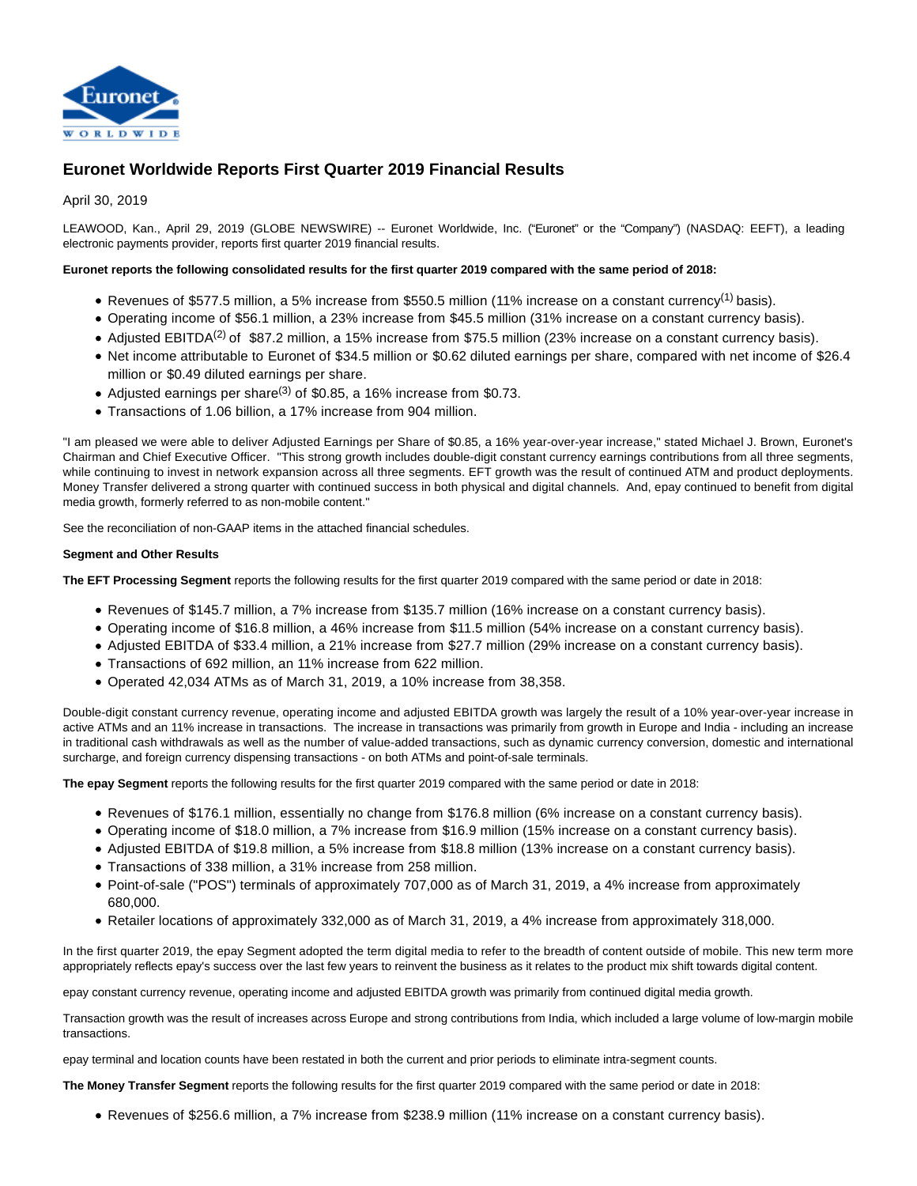# Euronet Worldwide Reports First Quarter 2019 Financial Results

April 30, 2019

LEAWOOD, Kan., April 29, 2019 (GLOBE NEWSWIRE) -- Euronet Worldwide, Inc. ("Euronet" or the "Company") (NASDAQ: EEFT), a leading electronic payments provider, reports first quarter 2019 financial results.

**Euronet reports the following consolidated results for the first quarter 2019 compared with the same period of 2018:**

- Revenues of $577.5 million, a 5% increase from $550.5 million (11% increase on a constant currency[1] basis).
- Operating income of $56.1 million, a 23% increase from $45.5 million (31% increase on a constant currency basis).
- Adjusted EBITDA[2] of $87.2 million, a 15% increase from $75.5 million (23% increase on a constant currency basis).
- Net income attributable to Euronet of $34.5 million or $0.62 diluted earnings per share, compared with net income of $26.4 million or $0.49 diluted earnings per share.
- Adjusted earnings per share[3] of $0.85, a 16% increase from $0.73.
- Transactions of 1.06 billion, a 17% increase from 904 million.

"I am pleased we were able to deliver Adjusted Earnings per Share of $0.85, a 16% year-over-year increase," stated Michael J. Brown, Euronet's Chairman and Chief Executive Officer. "This strong growth includes double-digit constant currency earnings contributions from all three segments, while continuing to invest in network expansion across all three segments. EFT growth was the result of continued ATM and product deployments. Money Transfer delivered a strong quarter with continued success in both physical and digital channels. And, epay continued to benefit from digital media growth, formerly referred to as non-mobile content."

See the reconciliation of non-GAAP items in the attached financial schedules.

**Segment and Other Results**

**The EFT Processing Segment** reports the following results for the first quarter 2019 compared with the same period or date in 2018:

- Revenues of $145.7 million, a 7% increase from $135.7 million (16% increase on a constant currency basis).
- Operating income of $16.8 million, a 46% increase from $11.5 million (54% increase on a constant currency basis).
- Adjusted EBITDA of $33.4 million, a 21% increase from $27.7 million (29% increase on a constant currency basis).
- Transactions of 692 million, an 11% increase from 622 million.
- Operated 42,034 ATMs as of March 31, 2019, a 10% increase from 38,358.

Double-digit constant currency revenue, operating income and adjusted EBITDA growth was largely the result of a 10% year-over-year increase in active ATMs and an 11% increase in transactions. The increase in transactions was primarily from growth in Europe and India - including an increase in traditional cash withdrawals as well as the number of value-added transactions, such as dynamic currency conversion, domestic and international surcharge, and foreign currency dispensing transactions - on both ATMs and point-of-sale terminals.

**The epay Segment** reports the following results for the first quarter 2019 compared with the same period or date in 2018:

- Revenues of $176.1 million, essentially no change from $176.8 million (6% increase on a constant currency basis).
- Operating income of $18.0 million, a 7% increase from $16.9 million (15% increase on a constant currency basis).
- Adjusted EBITDA of $19.8 million, a 5% increase from $18.8 million (13% increase on a constant currency basis).
- Transactions of 338 million, a 31% increase from 258 million.
- Point-of-sale ("POS") terminals of approximately 707,000 as of March 31, 2019, a 4% increase from approximately 680,000.
- Retailer locations of approximately 332,000 as of March 31, 2019, a 4% increase from approximately 318,000.

In the first quarter 2019, the epay Segment adopted the term digital media to refer to the breadth of content outside of mobile. This new term more appropriately reflects epay's success over the last few years to reinvent the business as it relates to the product mix shift towards digital content.

epay constant currency revenue, operating income and adjusted EBITDA growth was primarily from continued digital media growth.

Transaction growth was the result of increases across Europe and strong contributions from India, which included a large volume of low-margin mobile transactions.

epay terminal and location counts have been restated in both the current and prior periods to eliminate intra-segment counts.

**The Money Transfer Segment** reports the following results for the first quarter 2019 compared with the same period or date in 2018:

- Revenues of $256.6 million, a 7% increase from $238.9 million (11% increase on a constant currency basis).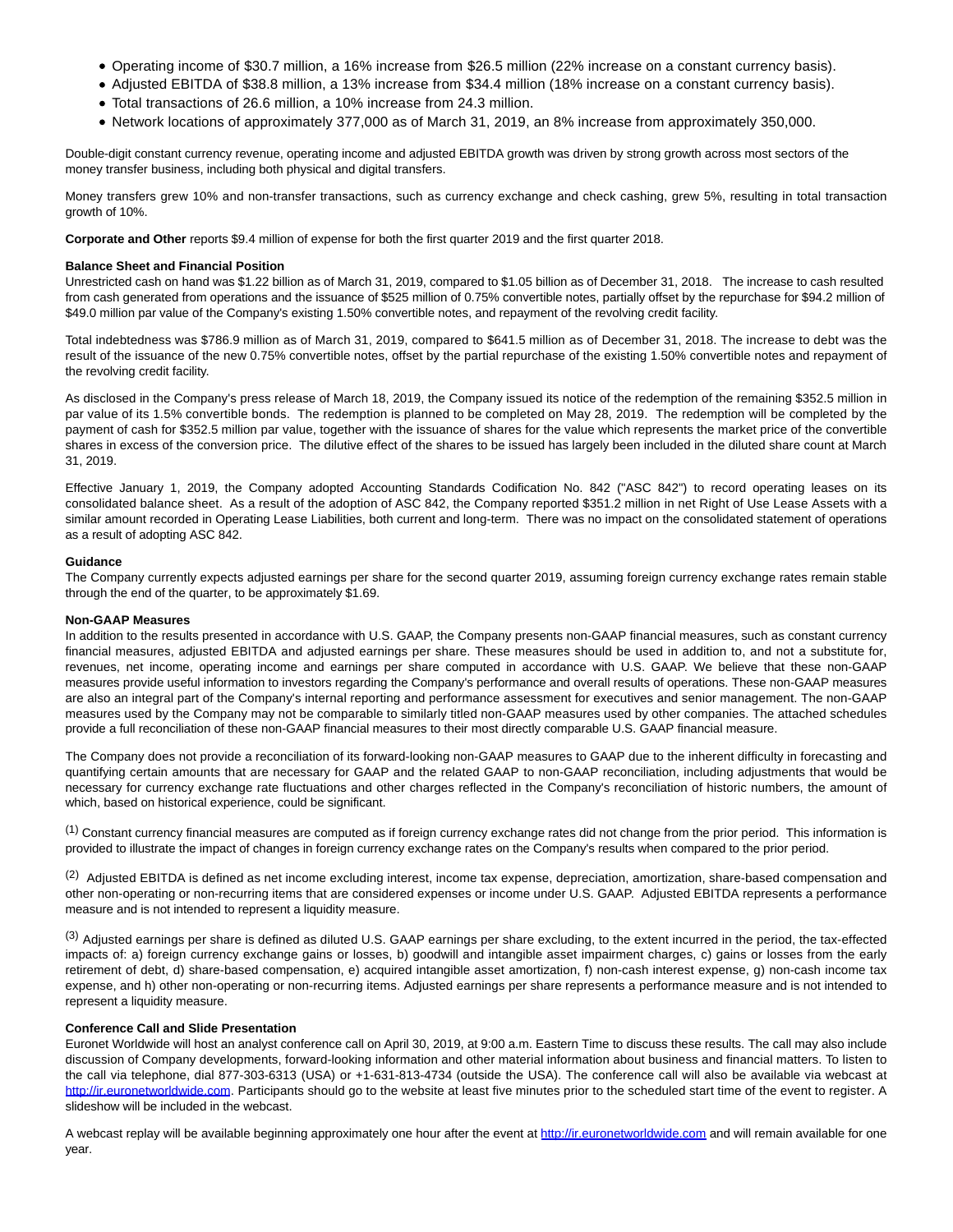- Operating income of $30.7 million, a 16% increase from $26.5 million (22% increase on a constant currency basis).
- Adjusted EBITDA of $38.8 million, a 13% increase from $34.4 million (18% increase on a constant currency basis).
- Total transactions of 26.6 million, a 10% increase from 24.3 million.
- Network locations of approximately 377,000 as of March 31, 2019, an 8% increase from approximately 350,000.

Double-digit constant currency revenue, operating income and adjusted EBITDA growth was driven by strong growth across most sectors of the money transfer business, including both physical and digital transfers.

Money transfers grew 10% and non-transfer transactions, such as currency exchange and check cashing, grew 5%, resulting in total transaction growth of 10%.

**Corporate and Other** reports $9.4 million of expense for both the first quarter 2019 and the first quarter 2018.

**Balance Sheet and Financial Position**

Unrestricted cash on hand was $1.22 billion as of March 31, 2019, compared to $1.05 billion as of December 31, 2018. The increase to cash resulted from cash generated from operations and the issuance of $525 million of 0.75% convertible notes, partially offset by the repurchase for $94.2 million of $49.0 million par value of the Company's existing 1.50% convertible notes, and repayment of the revolving credit facility.

Total indebtedness was $786.9 million as of March 31, 2019, compared to $641.5 million as of December 31, 2018. The increase to debt was the result of the issuance of the new 0.75% convertible notes, offset by the partial repurchase of the existing 1.50% convertible notes and repayment of the revolving credit facility.

As disclosed in the Company's press release of March 18, 2019, the Company issued its notice of the redemption of the remaining $352.5 million in par value of its 1.5% convertible bonds. The redemption is planned to be completed on May 28, 2019. The redemption will be completed by the payment of cash for $352.5 million par value, together with the issuance of shares for the value which represents the market price of the convertible shares in excess of the conversion price. The dilutive effect of the shares to be issued has largely been included in the diluted share count at March 31, 2019.

Effective January 1, 2019, the Company adopted Accounting Standards Codification No. 842 ("ASC 842") to record operating leases on its consolidated balance sheet. As a result of the adoption of ASC 842, the Company reported $351.2 million in net Right of Use Lease Assets with a similar amount recorded in Operating Lease Liabilities, both current and long-term. There was no impact on the consolidated statement of operations as a result of adopting ASC 842.

**Guidance**

The Company currently expects adjusted earnings per share for the second quarter 2019, assuming foreign currency exchange rates remain stable through the end of the quarter, to be approximately $1.69.

**Non-GAAP Measures**

In addition to the results presented in accordance with U.S. GAAP, the Company presents non-GAAP financial measures, such as constant currency financial measures, adjusted EBITDA and adjusted earnings per share. These measures should be used in addition to, and not a substitute for, revenues, net income, operating income and earnings per share computed in accordance with U.S. GAAP. We believe that these non-GAAP measures provide useful information to investors regarding the Company's performance and overall results of operations. These non-GAAP measures are also an integral part of the Company's internal reporting and performance assessment for executives and senior management. The non-GAAP measures used by the Company may not be comparable to similarly titled non-GAAP measures used by other companies. The attached schedules provide a full reconciliation of these non-GAAP financial measures to their most directly comparable U.S. GAAP financial measure.

The Company does not provide a reconciliation of its forward-looking non-GAAP measures to GAAP due to the inherent difficulty in forecasting and quantifying certain amounts that are necessary for GAAP and the related GAAP to non-GAAP reconciliation, including adjustments that would be necessary for currency exchange rate fluctuations and other charges reflected in the Company's reconciliation of historic numbers, the amount of which, based on historical experience, could be significant.

(1) Constant currency financial measures are computed as if foreign currency exchange rates did not change from the prior period. This information is provided to illustrate the impact of changes in foreign currency exchange rates on the Company's results when compared to the prior period.

(2) Adjusted EBITDA is defined as net income excluding interest, income tax expense, depreciation, amortization, share-based compensation and other non-operating or non-recurring items that are considered expenses or income under U.S. GAAP. Adjusted EBITDA represents a performance measure and is not intended to represent a liquidity measure.

(3) Adjusted earnings per share is defined as diluted U.S. GAAP earnings per share excluding, to the extent incurred in the period, the tax-effected impacts of: a) foreign currency exchange gains or losses, b) goodwill and intangible asset impairment charges, c) gains or losses from the early retirement of debt, d) share-based compensation, e) acquired intangible asset amortization, f) non-cash interest expense, g) non-cash income tax expense, and h) other non-operating or non-recurring items. Adjusted earnings per share represents a performance measure and is not intended to represent a liquidity measure.

**Conference Call and Slide Presentation**

Euronet Worldwide will host an analyst conference call on April 30, 2019, at 9:00 a.m. Eastern Time to discuss these results. The call may also include discussion of Company developments, forward-looking information and other material information about business and financial matters. To listen to the call via telephone, dial 877-303-6313 (USA) or +1-631-813-4734 (outside the USA). The conference call will also be available via webcast at http://ir.euronetworldwide.com. Participants should go to the website at least five minutes prior to the scheduled start time of the event to register. A slideshow will be included in the webcast.

A webcast replay will be available beginning approximately one hour after the event at http://ir.euronetworldwide.com and will remain available for one year.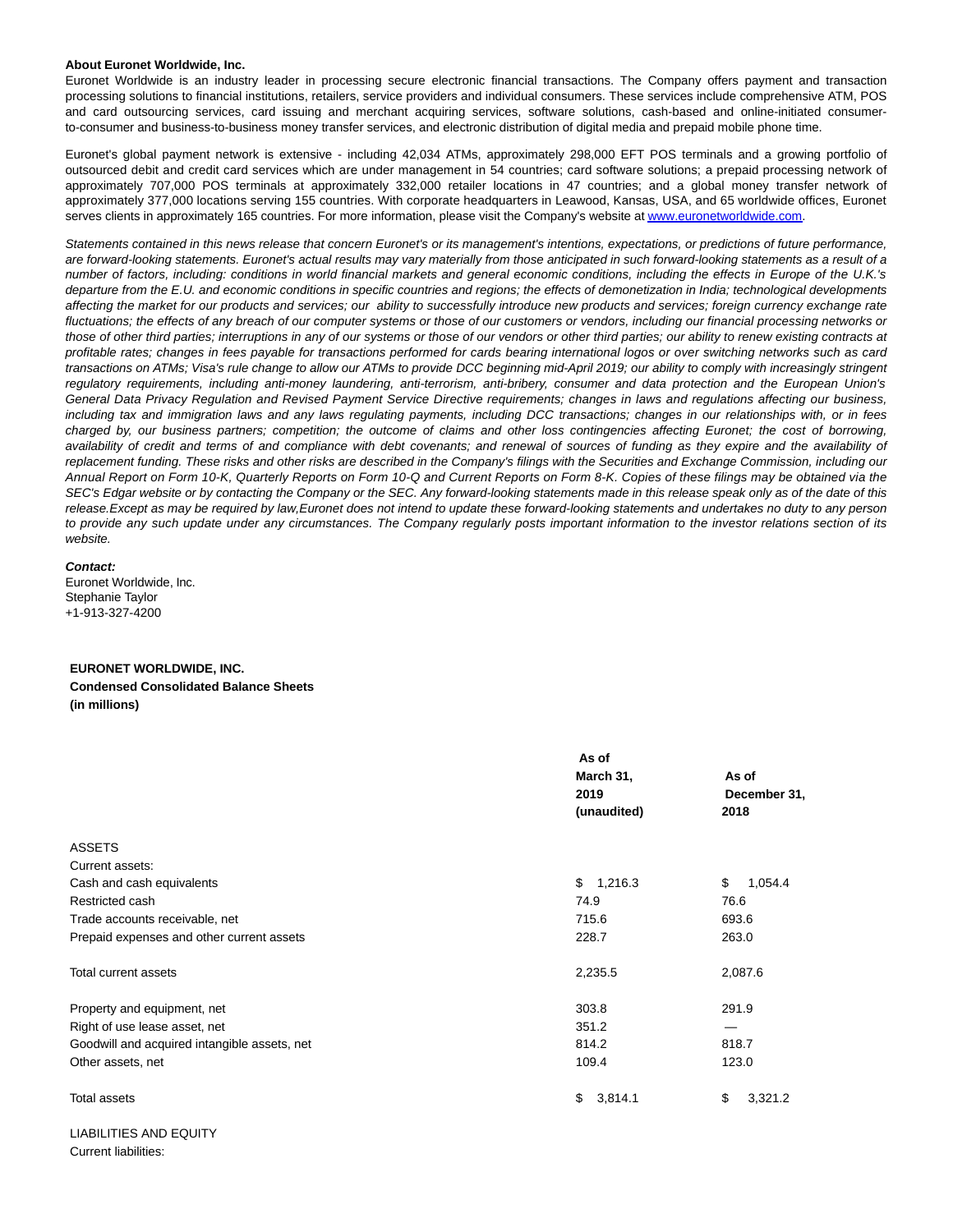**About Euronet Worldwide, Inc.**

Euronet Worldwide is an industry leader in processing secure electronic financial transactions. The Company offers payment and transaction processing solutions to financial institutions, retailers, service providers and individual consumers. These services include comprehensive ATM, POS and card outsourcing services, card issuing and merchant acquiring services, software solutions, cash-based and online-initiated consumer-to-consumer and business-to-business money transfer services, and electronic distribution of digital media and prepaid mobile phone time.

Euronet's global payment network is extensive - including 42,034 ATMs, approximately 298,000 EFT POS terminals and a growing portfolio of outsourced debit and credit card services which are under management in 54 countries; card software solutions; a prepaid processing network of approximately 707,000 POS terminals at approximately 332,000 retailer locations in 47 countries; and a global money transfer network of approximately 377,000 locations serving 155 countries. With corporate headquarters in Leawood, Kansas, USA, and 65 worldwide offices, Euronet serves clients in approximately 165 countries. For more information, please visit the Company's website at www.euronetworldwide.com.

*Statements contained in this news release that concern Euronet's or its management's intentions, expectations, or predictions of future performance, are forward-looking statements. Euronet's actual results may vary materially from those anticipated in such forward-looking statements as a result of a number of factors, including: conditions in world financial markets and general economic conditions, including the effects in Europe of the U.K.'s departure from the E.U. and economic conditions in specific countries and regions; the effects of demonetization in India; technological developments affecting the market for our products and services; our ability to successfully introduce new products and services; foreign currency exchange rate fluctuations; the effects of any breach of our computer systems or those of our customers or vendors, including our financial processing networks or those of other third parties; interruptions in any of our systems or those of our vendors or other third parties; our ability to renew existing contracts at profitable rates; changes in fees payable for transactions performed for cards bearing international logos or over switching networks such as card transactions on ATMs; Visa's rule change to allow our ATMs to provide DCC beginning mid-April 2019; our ability to comply with increasingly stringent regulatory requirements, including anti-money laundering, anti-terrorism, anti-bribery, consumer and data protection and the European Union's General Data Privacy Regulation and Revised Payment Service Directive requirements; changes in laws and regulations affecting our business, including tax and immigration laws and any laws regulating payments, including DCC transactions; changes in our relationships with, or in fees charged by, our business partners; competition; the outcome of claims and other loss contingencies affecting Euronet; the cost of borrowing, availability of credit and terms of and compliance with debt covenants; and renewal of sources of funding as they expire and the availability of replacement funding. These risks and other risks are described in the Company's filings with the Securities and Exchange Commission, including our Annual Report on Form 10-K, Quarterly Reports on Form 10-Q and Current Reports on Form 8-K. Copies of these filings may be obtained via the SEC's Edgar website or by contacting the Company or the SEC. Any forward-looking statements made in this release speak only as of the date of this release.Except as may be required by law,Euronet does not intend to update these forward-looking statements and undertakes no duty to any person to provide any such update under any circumstances. The Company regularly posts important information to the investor relations section of its website.*

***Contact:***

Euronet Worldwide, Inc.
Stephanie Taylor
+1-913-327-4200

**EURONET WORLDWIDE, INC.**
**Condensed Consolidated Balance Sheets**
**(in millions)**

| | As of March 31, 2019 (unaudited) | As of December 31, 2018 |
|---|---|---|
| ASSETS | | |
| Current assets: | | |
| Cash and cash equivalents | $ 1,216.3 | $ 1,054.4 |
| Restricted cash | 74.9 | 76.6 |
| Trade accounts receivable, net | 715.6 | 693.6 |
| Prepaid expenses and other current assets | 228.7 | 263.0 |
| Total current assets | 2,235.5 | 2,087.6 |
| Property and equipment, net | 303.8 | 291.9 |
| Right of use lease asset, net | 351.2 | — |
| Goodwill and acquired intangible assets, net | 814.2 | 818.7 |
| Other assets, net | 109.4 | 123.0 |
| Total assets | $ 3,814.1 | $ 3,321.2 |
| LIABILITIES AND EQUITY | | |
| Current liabilities: | | |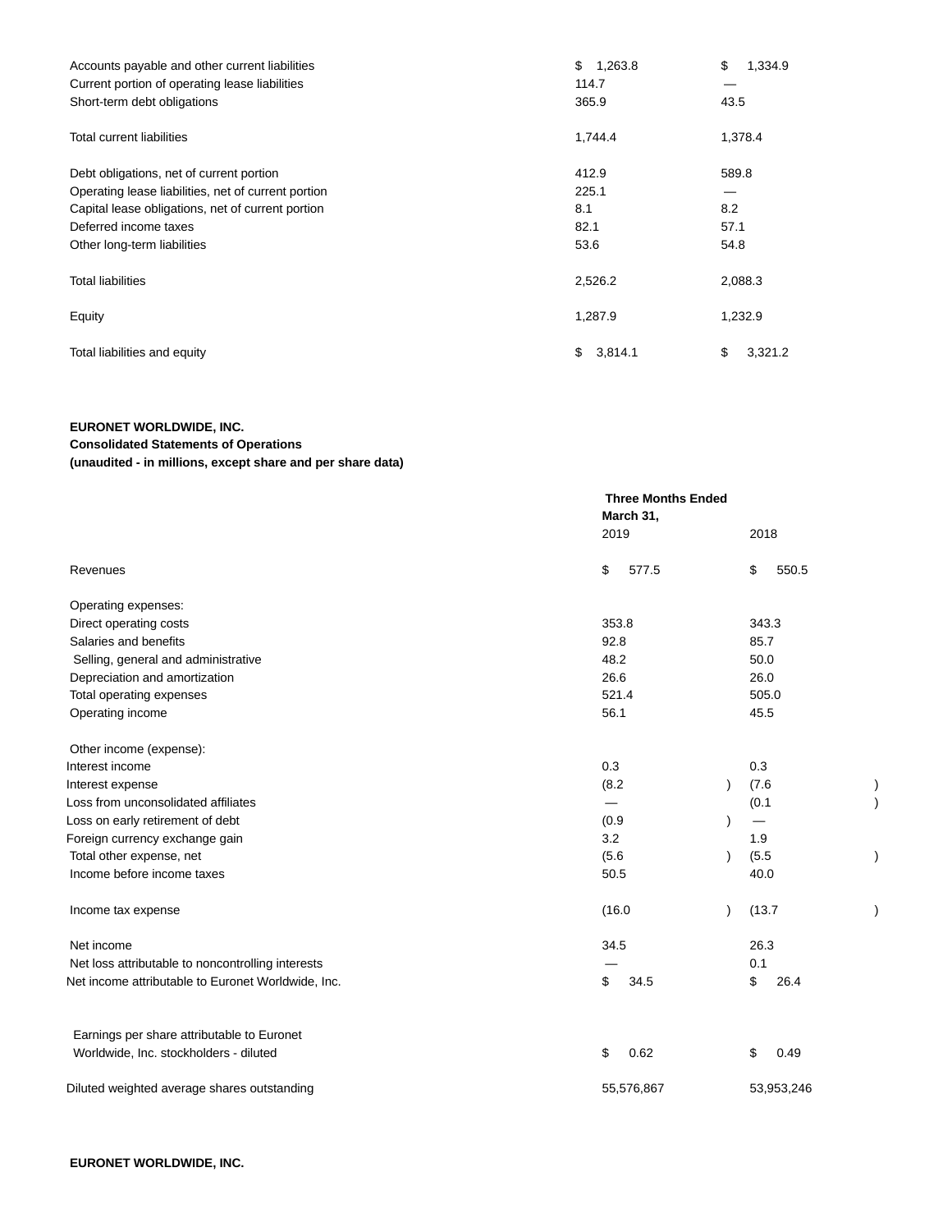| | | |
|---|---|---|
| Accounts payable and other current liabilities | $ 1,263.8 | $ 1,334.9 |
| Current portion of operating lease liabilities | 114.7 | — |
| Short-term debt obligations | 365.9 | 43.5 |
| Total current liabilities | 1,744.4 | 1,378.4 |
| Debt obligations, net of current portion | 412.9 | 589.8 |
| Operating lease liabilities, net of current portion | 225.1 | — |
| Capital lease obligations, net of current portion | 8.1 | 8.2 |
| Deferred income taxes | 82.1 | 57.1 |
| Other long-term liabilities | 53.6 | 54.8 |
| Total liabilities | 2,526.2 | 2,088.3 |
| Equity | 1,287.9 | 1,232.9 |
| Total liabilities and equity | $ 3,814.1 | $ 3,321.2 |

**EURONET WORLDWIDE, INC.**
**Consolidated Statements of Operations**
**(unaudited - in millions, except share and per share data)**

| | Three Months Ended March 31, | |
|---|---|---|
| | 2019 | 2018 |
| Revenues | $ 577.5 | $ 550.5 |
| Operating expenses: | | |
| Direct operating costs | 353.8 | 343.3 |
| Salaries and benefits | 92.8 | 85.7 |
| Selling, general and administrative | 48.2 | 50.0 |
| Depreciation and amortization | 26.6 | 26.0 |
| Total operating expenses | 521.4 | 505.0 |
| Operating income | 56.1 | 45.5 |
| Other income (expense): | | |
| Interest income | 0.3 | 0.3 |
| Interest expense | (8.2) | (7.6) |
| Loss from unconsolidated affiliates | — | (0.1) |
| Loss on early retirement of debt | (0.9) | — |
| Foreign currency exchange gain | 3.2 | 1.9 |
| Total other expense, net | (5.6) | (5.5) |
| Income before income taxes | 50.5 | 40.0 |
| Income tax expense | (16.0) | (13.7) |
| Net income | 34.5 | 26.3 |
| Net loss attributable to noncontrolling interests | — | 0.1 |
| Net income attributable to Euronet Worldwide, Inc. | $ 34.5 | $ 26.4 |
| Earnings per share attributable to Euronet Worldwide, Inc. stockholders - diluted | $ 0.62 | $ 0.49 |
| Diluted weighted average shares outstanding | 55,576,867 | 53,953,246 |

**EURONET WORLDWIDE, INC.**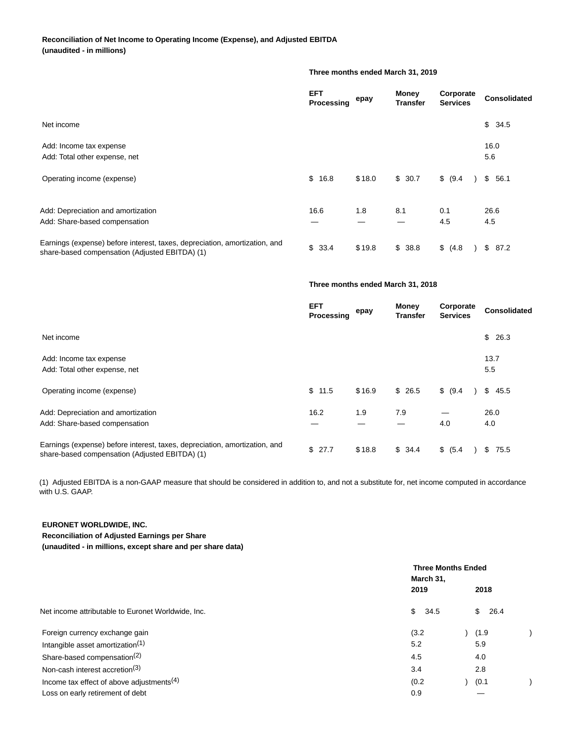**Reconciliation of Net Income to Operating Income (Expense), and Adjusted EBITDA**
**(unaudited - in millions)**

| | Three months ended March 31, 2019 | | | | |
|---|---|---|---|---|---|
| | **EFT Processing** | **epay** | **Money Transfer** | **Corporate Services** | **Consolidated** |
| Net income | | | | | $ 34.5 |
| Add: Income tax expense | | | | | 16.0 |
| Add: Total other expense, net | | | | | 5.6 |
| Operating income (expense) | $ 16.8 | $ 18.0 | $ 30.7 | $ (9.4) | $ 56.1 |
| Add: Depreciation and amortization | 16.6 | 1.8 | 8.1 | 0.1 | 26.6 |
| Add: Share-based compensation | — | — | — | 4.5 | 4.5 |
| Earnings (expense) before interest, taxes, depreciation, amortization, and share-based compensation (Adjusted EBITDA) (1) | $ 33.4 | $ 19.8 | $ 38.8 | $ (4.8) | $ 87.2 |

| | Three months ended March 31, 2018 | | | | |
|---|---|---|---|---|---|
| | **EFT Processing** | **epay** | **Money Transfer** | **Corporate Services** | **Consolidated** |
| Net income | | | | | $ 26.3 |
| Add: Income tax expense | | | | | 13.7 |
| Add: Total other expense, net | | | | | 5.5 |
| Operating income (expense) | $ 11.5 | $ 16.9 | $ 26.5 | $ (9.4) | $ 45.5 |
| Add: Depreciation and amortization | 16.2 | 1.9 | 7.9 | — | 26.0 |
| Add: Share-based compensation | — | — | — | 4.0 | 4.0 |
| Earnings (expense) before interest, taxes, depreciation, amortization, and share-based compensation (Adjusted EBITDA) (1) | $ 27.7 | $ 18.8 | $ 34.4 | $ (5.4) | $ 75.5 |

(1) Adjusted EBITDA is a non-GAAP measure that should be considered in addition to, and not a substitute for, net income computed in accordance with U.S. GAAP.

**EURONET WORLDWIDE, INC.**
**Reconciliation of Adjusted Earnings per Share**
**(unaudited - in millions, except share and per share data)**

| | Three Months Ended March 31, | |
|---|---|---|
| | **2019** | **2018** |
| Net income attributable to Euronet Worldwide, Inc. | $ 34.5 | $ 26.4 |
| Foreign currency exchange gain | (3.2) | (1.9) |
| Intangible asset amortization[1] | 5.2 | 5.9 |
| Share-based compensation[2] | 4.5 | 4.0 |
| Non-cash interest accretion[3] | 3.4 | 2.8 |
| Income tax effect of above adjustments[4] | (0.2) | (0.1) |
| Loss on early retirement of debt | 0.9 | — |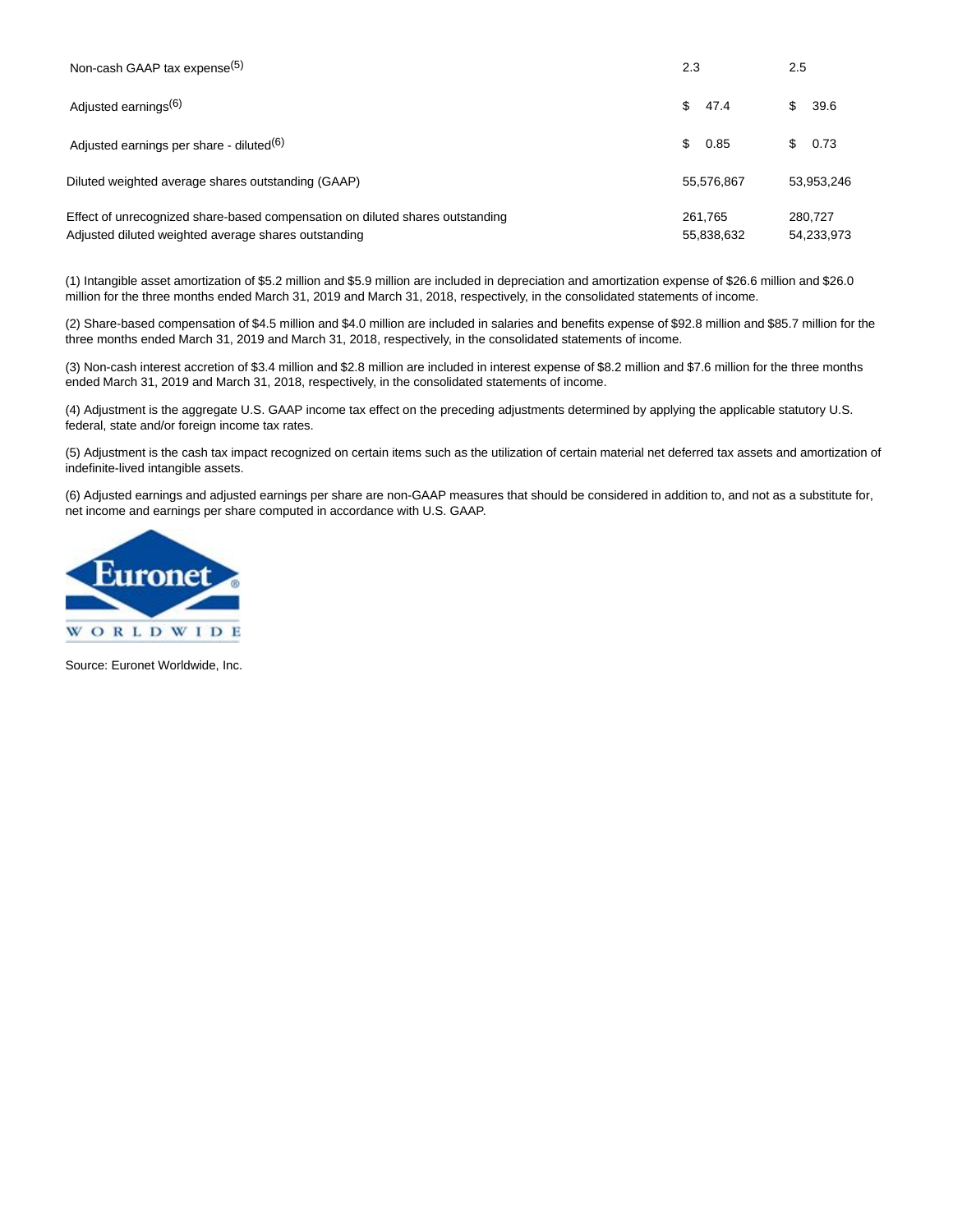| | | |
|---|---|---|
| Non-cash GAAP tax expense[5] | 2.3 | 2.5 |
| Adjusted earnings[6] | $ 47.4 | $ 39.6 |
| Adjusted earnings per share - diluted[6] | $ 0.85 | $ 0.73 |
| Diluted weighted average shares outstanding (GAAP) | 55,576,867 | 53,953,246 |
| Effect of unrecognized share-based compensation on diluted shares outstanding | 261,765 | 280,727 |
| Adjusted diluted weighted average shares outstanding | 55,838,632 | 54,233,973 |

(1) Intangible asset amortization of $5.2 million and $5.9 million are included in depreciation and amortization expense of $26.6 million and $26.0 million for the three months ended March 31, 2019 and March 31, 2018, respectively, in the consolidated statements of income.

(2) Share-based compensation of $4.5 million and $4.0 million are included in salaries and benefits expense of $92.8 million and $85.7 million for the three months ended March 31, 2019 and March 31, 2018, respectively, in the consolidated statements of income.

(3) Non-cash interest accretion of $3.4 million and $2.8 million are included in interest expense of $8.2 million and $7.6 million for the three months ended March 31, 2019 and March 31, 2018, respectively, in the consolidated statements of income.

(4) Adjustment is the aggregate U.S. GAAP income tax effect on the preceding adjustments determined by applying the applicable statutory U.S. federal, state and/or foreign income tax rates.

(5) Adjustment is the cash tax impact recognized on certain items such as the utilization of certain material net deferred tax assets and amortization of indefinite-lived intangible assets.

(6) Adjusted earnings and adjusted earnings per share are non-GAAP measures that should be considered in addition to, and not as a substitute for, net income and earnings per share computed in accordance with U.S. GAAP.

Euronet® WORLDWIDE

Source: Euronet Worldwide, Inc.